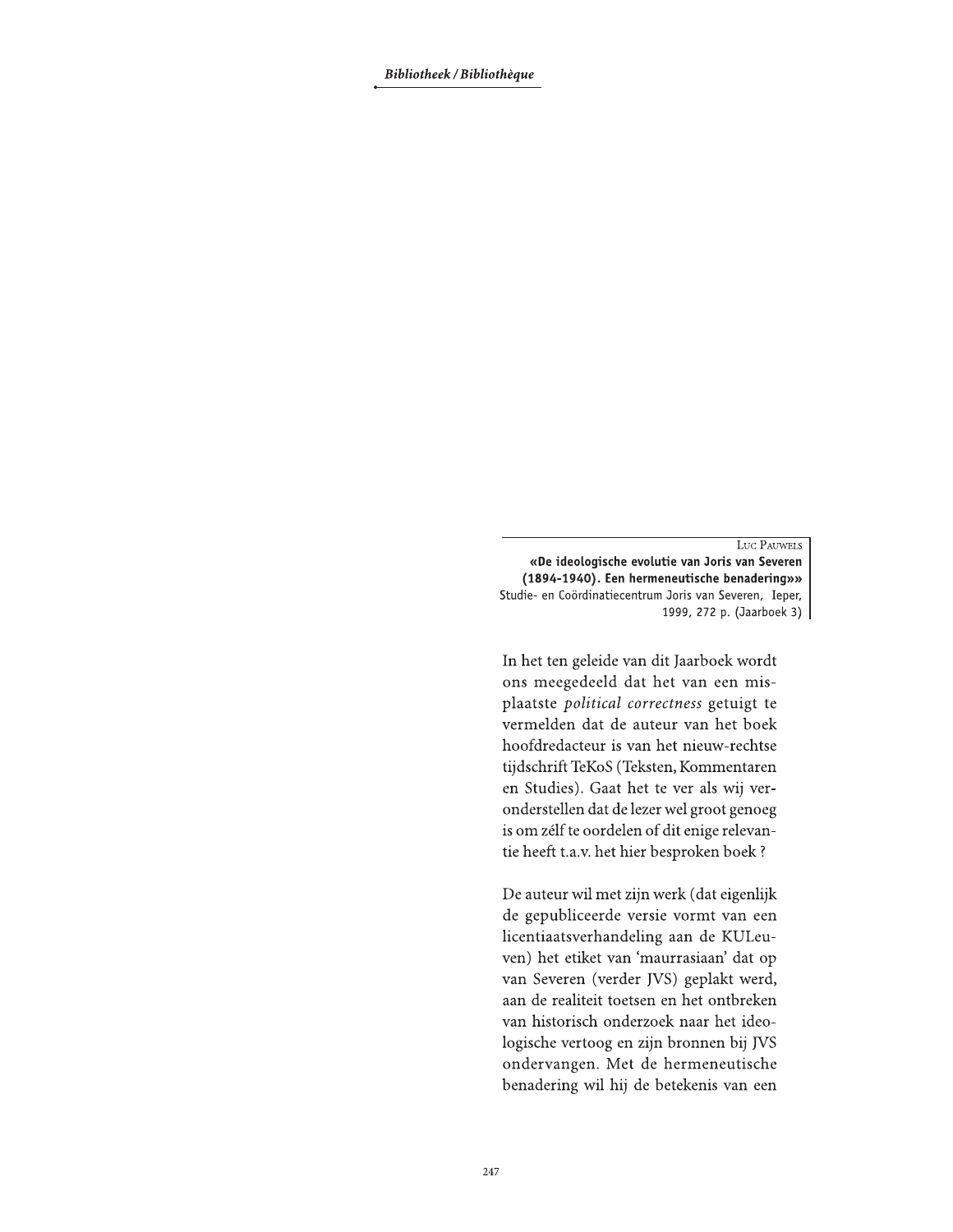LUC PAUWELS

**«De ideologische evolutie van Joris van Severen (1894-1940). Een hermeneutische benadering»»**

Studie- en Coördinatiecentrum Joris van Severen, Ieper, 1999, 272 p. (Jaarboek 3)

In het ten geleide van dit Jaarboek wordt ons meegedeeld dat het van een misplaatste *political correctness* getuigt te vermelden dat de auteur van het boek hoofdredacteur is van het nieuw-rechtse tijdschrift TeKoS (Teksten, Kommentaren en Studies). Gaat het te ver als wij veronderstellen dat de lezer wel groot genoeg is om zélf te oordelen of dit enige relevantie heeft t.a.v. het hier besproken boek ?

De auteur wil met zijn werk (dat eigenlijk de gepubliceerde versie vormt van een licentiaatsverhandeling aan de KULeuven) het etiket van 'maurrasiaan' dat op van Severen (verder JVS) geplakt werd, aan de realiteit toetsen en het ontbreken van historisch onderzoek naar het ideologische vertoog en zijn bronnen bij JVS ondervangen. Met de hermeneutische benadering wil hij de betekenis van een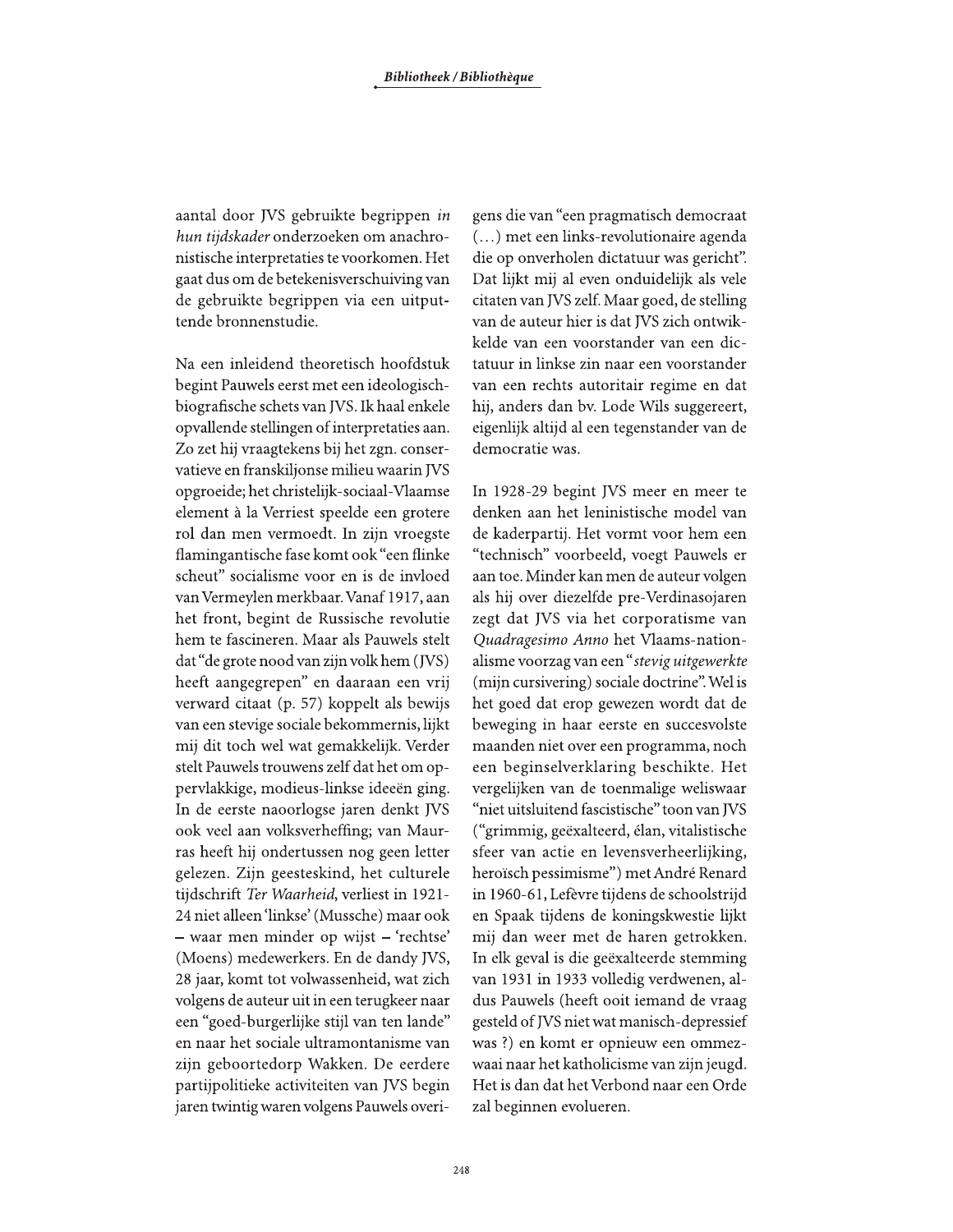aantal door JVS gebruikte begrippen *in hun tijdskader* onderzoeken om anachronistische interpretaties te voorkomen. Het gaat dus om de betekenisverschuiving van de gebruikte begrippen via een uitputtende bronnenstudie.

Na een inleidend theoretisch hoofdstuk begint Pauwels eerst met een ideologisch-biografische schets van JVS. Ik haal enkele opvallende stellingen of interpretaties aan. Zo zet hij vraagtekens bij het zgn. conservatieve en franskiljonse milieu waarin JVS opgroeide; het christelijk-sociaal-Vlaamse element à la Verriest speelde een grotere rol dan men vermoedt. In zijn vroegste flamingantische fase komt ook "een flinke scheut" socialisme voor en is de invloed van Vermeylen merkbaar. Vanaf 1917, aan het front, begint de Russische revolutie hem te fascineren. Maar als Pauwels stelt dat "de grote nood van zijn volk hem (JVS) heeft aangegrepen" en daaraan een vrij verward citaat (p. 57) koppelt als bewijs van een stevige sociale bekommernis, lijkt mij dit toch wel wat gemakkelijk. Verder stelt Pauwels trouwens zelf dat het om oppervlakkige, modieus-linkse ideeën ging. In de eerste naoorlogse jaren denkt JVS ook veel aan volksverheffing; van Maurras heeft hij ondertussen nog geen letter gelezen. Zijn geesteskind, het culturele tijdschrift *Ter Waarheid*, verliest in 1921-24 niet alleen 'linkse' (Mussche) maar ook – waar men minder op wijst – 'rechtse' (Moens) medewerkers. En de dandy JVS, 28 jaar, komt tot volwassenheid, wat zich volgens de auteur uit in een terugkeer naar een "goed-burgerlijke stijl van ten lande" en naar het sociale ultramontanisme van zijn geboortedorp Wakken. De eerdere partijpolitieke activiteiten van JVS begin jaren twintig waren volgens Pauwels overigens die van "een pragmatisch democraat (…) met een links-revolutionaire agenda die op onverholen dictatuur was gericht". Dat lijkt mij al even onduidelijk als vele citaten van JVS zelf. Maar goed, de stelling van de auteur hier is dat JVS zich ontwikkelde van een voorstander van een dictatuur in linkse zin naar een voorstander van een rechts autoritair regime en dat hij, anders dan bv. Lode Wils suggereert, eigenlijk altijd al een tegenstander van de democratie was.

In 1928-29 begint JVS meer en meer te denken aan het leninistische model van de kaderpartij. Het vormt voor hem een "technisch" voorbeeld, voegt Pauwels er aan toe. Minder kan men de auteur volgen als hij over diezelfde pre-Verdinasojaren zegt dat JVS via het corporatisme van *Quadragesimo Anno* het Vlaams-nationalisme voorzag van een "*stevig uitgewerkte* (mijn cursivering) sociale doctrine". Wel is het goed dat erop gewezen wordt dat de beweging in haar eerste en succesvolste maanden niet over een programma, noch een beginselverklaring beschikte. Het vergelijken van de toenmalige weliswaar "niet uitsluitend fascistische" toon van JVS ("grimmig, geëxalteerd, élan, vitalistische sfeer van actie en levensverheerlijking, heroïsch pessimisme") met André Renard in 1960-61, Lefèvre tijdens de schoolstrijd en Spaak tijdens de koningskwestie lijkt mij dan weer met de haren getrokken. In elk geval is die geëxalteerde stemming van 1931 in 1933 volledig verdwenen, aldus Pauwels (heeft ooit iemand de vraag gesteld of JVS niet wat manisch-depressief was ?) en komt er opnieuw een ommezwaai naar het katholicisme van zijn jeugd. Het is dan dat het Verbond naar een Orde zal beginnen evolueren.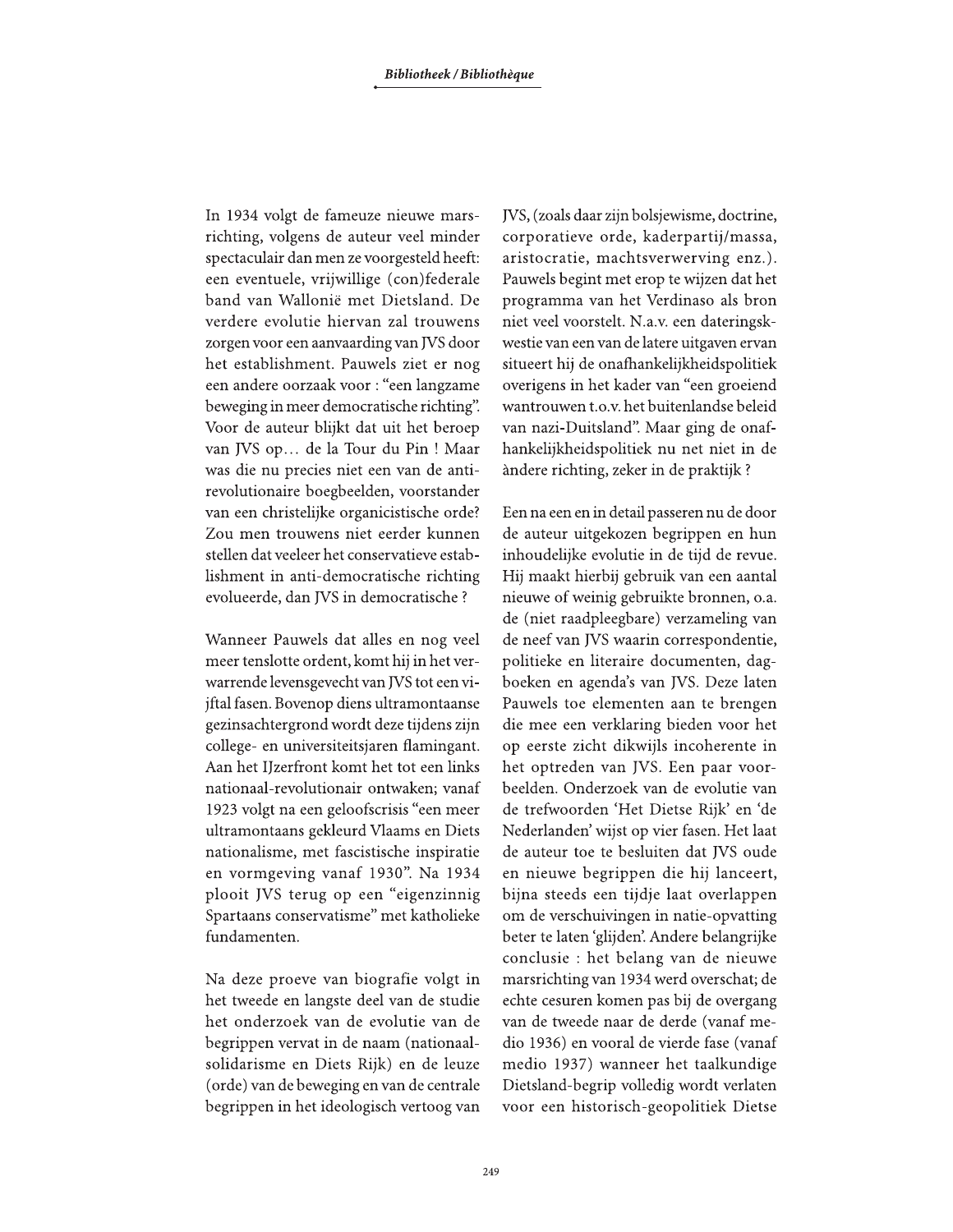In 1934 volgt de fameuze nieuwe marsrichting, volgens de auteur veel minder spectaculair dan men ze voorgesteld heeft: een eventuele, vrijwillige (con)federale band van Wallonië met Dietsland. De verdere evolutie hiervan zal trouwens zorgen voor een aanvaarding van JVS door het establishment. Pauwels ziet er nog een andere oorzaak voor : "een langzame beweging in meer democratische richting". Voor de auteur blijkt dat uit het beroep van JVS op… de la Tour du Pin ! Maar was die nu precies niet een van de antirevolutionaire boegbeelden, voorstander van een christelijke organicistische orde? Zou men trouwens niet eerder kunnen stellen dat veeleer het conservatieve establishment in anti-democratische richting evolueerde, dan JVS in democratische ?

Wanneer Pauwels dat alles en nog veel meer tenslotte ordent, komt hij in het verwarrende levensgevecht van JVS tot een vijftal fasen. Bovenop diens ultramontaanse gezinsachtergrond wordt deze tijdens zijn college- en universiteitsjaren flamingant. Aan het IJzerfront komt het tot een links nationaal-revolutionair ontwaken; vanaf 1923 volgt na een geloofscrisis "een meer ultramontaans gekleurd Vlaams en Diets nationalisme, met fascistische inspiratie en vormgeving vanaf 1930". Na 1934 plooit JVS terug op een "eigenzinnig Spartaans conservatisme" met katholieke fundamenten.

Na deze proeve van biografie volgt in het tweede en langste deel van de studie het onderzoek van de evolutie van de begrippen vervat in de naam (nationaalsolidarisme en Diets Rijk) en de leuze (orde) van de beweging en van de centrale begrippen in het ideologisch vertoog van JVS, (zoals daar zijn bolsjewisme, doctrine, corporatieve orde, kaderpartij/massa, aristocratie, machtsverwerving enz.). Pauwels begint met erop te wijzen dat het programma van het Verdinaso als bron niet veel voorstelt. N.a.v. een dateringskwestie van een van de latere uitgaven ervan situeert hij de onafhankelijkheidspolitiek overigens in het kader van "een groeiend wantrouwen t.o.v. het buitenlandse beleid van nazi-Duitsland". Maar ging de onafhankelijkheidspolitiek nu net niet in de àndere richting, zeker in de praktijk ?

Een na een en in detail passeren nu de door de auteur uitgekozen begrippen en hun inhoudelijke evolutie in de tijd de revue. Hij maakt hierbij gebruik van een aantal nieuwe of weinig gebruikte bronnen, o.a. de (niet raadpleegbare) verzameling van de neef van JVS waarin correspondentie, politieke en literaire documenten, dagboeken en agenda's van JVS. Deze laten Pauwels toe elementen aan te brengen die mee een verklaring bieden voor het op eerste zicht dikwijls incoherente in het optreden van JVS. Een paar voorbeelden. Onderzoek van de evolutie van de trefwoorden 'Het Dietse Rijk' en 'de Nederlanden' wijst op vier fasen. Het laat de auteur toe te besluiten dat JVS oude en nieuwe begrippen die hij lanceert, bijna steeds een tijdje laat overlappen om de verschuivingen in natie-opvatting beter te laten 'glijden'. Andere belangrijke conclusie : het belang van de nieuwe marsrichting van 1934 werd overschat; de echte cesuren komen pas bij de overgang van de tweede naar de derde (vanaf medio 1936) en vooral de vierde fase (vanaf medio 1937) wanneer het taalkundige Dietsland-begrip volledig wordt verlaten voor een historisch-geopolitiek Dietse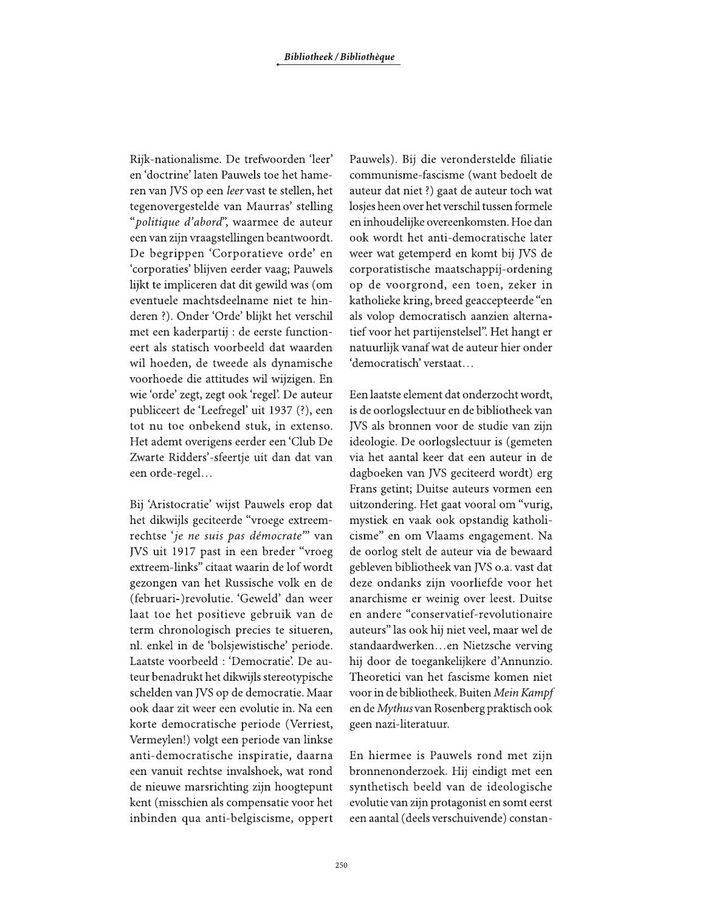Rijk-nationalisme. De trefwoorden 'leer' en 'doctrine' laten Pauwels toe het hameren van JVS op een *leer* vast te stellen, het tegenovergestelde van Maurras' stelling "*politique d'abord*", waarmee de auteur een van zijn vraagstellingen beantwoordt. De begrippen 'Corporatieve orde' en 'corporaties' blijven eerder vaag; Pauwels lijkt te impliceren dat dit gewild was (om eventuele machtsdeelname niet te hinderen ?). Onder 'Orde' blijkt het verschil met een kaderpartij : de eerste functioneert als statisch voorbeeld dat waarden wil hoeden, de tweede als dynamische voorhoede die attitudes wil wijzigen. En wie 'orde' zegt, zegt ook 'regel'. De auteur publiceert de 'Leefregel' uit 1937 (?), een tot nu toe onbekend stuk, in extenso. Het ademt overigens eerder een 'Club De Zwarte Ridders'-sfeertje uit dan dat van een orde-regel…

Bij 'Aristocratie' wijst Pauwels erop dat het dikwijls geciteerde "vroege extreemrechtse '*je ne suis pas démocrate*'" van JVS uit 1917 past in een breder "vroeg extreem-links" citaat waarin de lof wordt gezongen van het Russische volk en de (februari-)revolutie. 'Geweld' dan weer laat toe het positieve gebruik van de term chronologisch precies te situeren, nl. enkel in de 'bolsjewistische' periode. Laatste voorbeeld : 'Democratie'. De auteur benadrukt het dikwijls stereotypische schelden van JVS op de democratie. Maar ook daar zit weer een evolutie in. Na een korte democratische periode (Verriest, Vermeylen!) volgt een periode van linkse anti-democratische inspiratie, daarna een vanuit rechtse invalshoek, wat rond de nieuwe marsrichting zijn hoogtepunt kent (misschien als compensatie voor het inbinden qua anti-belgiscisme, oppert Pauwels). Bij die veronderstelde filiatie communisme-fascisme (want bedoelt de auteur dat niet ?) gaat de auteur toch wat losjes heen over het verschil tussen formele en inhoudelijke overeenkomsten. Hoe dan ook wordt het anti-democratische later weer wat getemperd en komt bij JVS de corporatistische maatschappij-ordening op de voorgrond, een toen, zeker in katholieke kring, breed geaccepteerde "en als volop democratisch aanzien alternatief voor het partijenstelsel". Het hangt er natuurlijk vanaf wat de auteur hier onder 'democratisch' verstaat…

Een laatste element dat onderzocht wordt, is de oorlogslectuur en de bibliotheek van JVS als bronnen voor de studie van zijn ideologie. De oorlogslectuur is (gemeten via het aantal keer dat een auteur in de dagboeken van JVS geciteerd wordt) erg Frans getint; Duitse auteurs vormen een uitzondering. Het gaat vooral om "vurig, mystiek en vaak ook opstandig katholicisme" en om Vlaams engagement. Na de oorlog stelt de auteur via de bewaard gebleven bibliotheek van JVS o.a. vast dat deze ondanks zijn voorliefde voor het anarchisme er weinig over leest. Duitse en andere "conservatief-revolutionaire auteurs" las ook hij niet veel, maar wel de standaardwerken…en Nietzsche verving hij door de toegankelijkere d'Annunzio. Theoretici van het fascisme komen niet voor in de bibliotheek. Buiten *Mein Kampf* en de *Mythus* van Rosenberg praktisch ook geen nazi-literatuur.

En hiermee is Pauwels rond met zijn bronnenonderzoek. Hij eindigt met een synthetisch beeld van de ideologische evolutie van zijn protagonist en somt eerst een aantal (deels verschuivende) constan-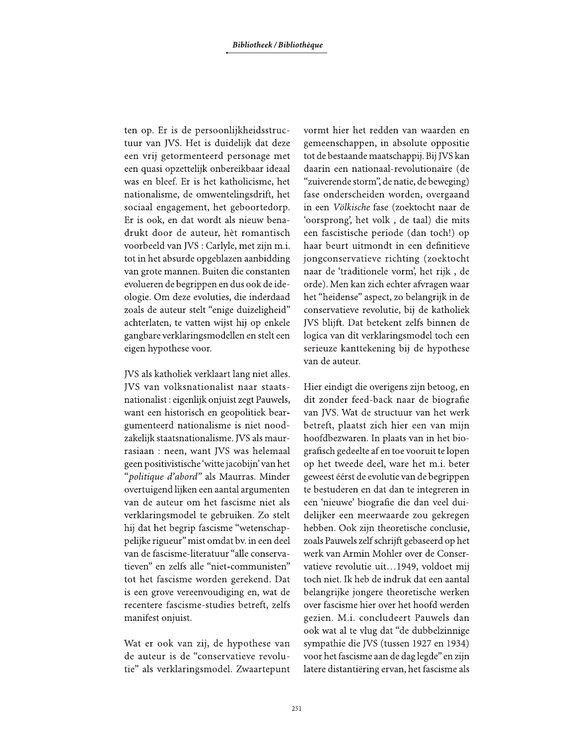ten op. Er is de persoonlijkheidsstructuur van JVS. Het is duidelijk dat deze een vrij getormenteerd personage met een quasi opzettelijk onbereikbaar ideaal was en bleef. Er is het katholicisme, het nationalisme, de omwentelingsdrift, het sociaal engagement, het geboortedorp. Er is ook, en dat wordt als nieuw benadrukt door de auteur, hèt romantisch voorbeeld van JVS : Carlyle, met zijn m.i. tot in het absurde opgeblazen aanbidding van grote mannen. Buiten die constanten evolueren de begrippen en dus ook de ideologie. Om deze evoluties, die inderdaad zoals de auteur stelt "enige duizeligheid" achterlaten, te vatten wijst hij op enkele gangbare verklaringsmodellen en stelt een eigen hypothese voor.

JVS als katholiek verklaart lang niet alles. JVS van volksnationalist naar staatsnationalist : eigenlijk onjuist zegt Pauwels, want een historisch en geopolitiek beargumenteerd nationalisme is niet noodzakelijk staatsnationalisme. JVS als maurrasiaan : neen, want JVS was helemaal geen positivistische 'witte jacobijn' van het "*politique d'abord*" als Maurras. Minder overtuigend lijken een aantal argumenten van de auteur om het fascisme niet als verklaringsmodel te gebruiken. Zo stelt hij dat het begrip fascisme "wetenschappelijke rigueur" mist omdat bv. in een deel van de fascisme-literatuur "alle conservatieven" en zelfs alle "niet-communisten" tot het fascisme worden gerekend. Dat is een grove vereenvoudiging en, wat de recentere fascisme-studies betreft, zelfs manifest onjuist.

Wat er ook van zij, de hypothese van de auteur is de "conservatieve revolutie" als verklaringsmodel. Zwaartepunt vormt hier het redden van waarden en gemeenschappen, in absolute oppositie tot de bestaande maatschappij. Bij JVS kan daarin een nationaal-revolutionaire (de "zuiverende storm", de natie, de beweging) fase onderscheiden worden, overgaand in een *Völkische* fase (zoektocht naar de 'oorsprong', het volk , de taal) die mits een fascistische periode (dan toch!) op haar beurt uitmondt in een definitieve jongconservatieve richting (zoektocht naar de 'traditionele vorm', het rijk , de orde). Men kan zich echter afvragen waar het "heidense" aspect, zo belangrijk in de conservatieve revolutie, bij de katholiek JVS blijft. Dat betekent zelfs binnen de logica van dit verklaringsmodel toch een serieuze kanttekening bij de hypothese van de auteur.

Hier eindigt die overigens zijn betoog, en dit zonder feed-back naar de biografie van JVS. Wat de structuur van het werk betreft, plaatst zich hier een van mijn hoofdbezwaren. In plaats van in het biografisch gedeelte af en toe vooruit te lopen op het tweede deel, ware het m.i. beter geweest éérst de evolutie van de begrippen te bestuderen en dat dan te integreren in een 'nieuwe' biografie die dan veel duidelijker een meerwaarde zou gekregen hebben. Ook zijn theoretische conclusie, zoals Pauwels zelf schrijft gebaseerd op het werk van Armin Mohler over de Conservatieve revolutie uit…1949, voldoet mij toch niet. Ik heb de indruk dat een aantal belangrijke jongere theoretische werken over fascisme hier over het hoofd werden gezien. M.i. concludeert Pauwels dan ook wat al te vlug dat "de dubbelzinnige sympathie die JVS (tussen 1927 en 1934) voor het fascisme aan de dag legde" en zijn latere distantiëring ervan, het fascisme als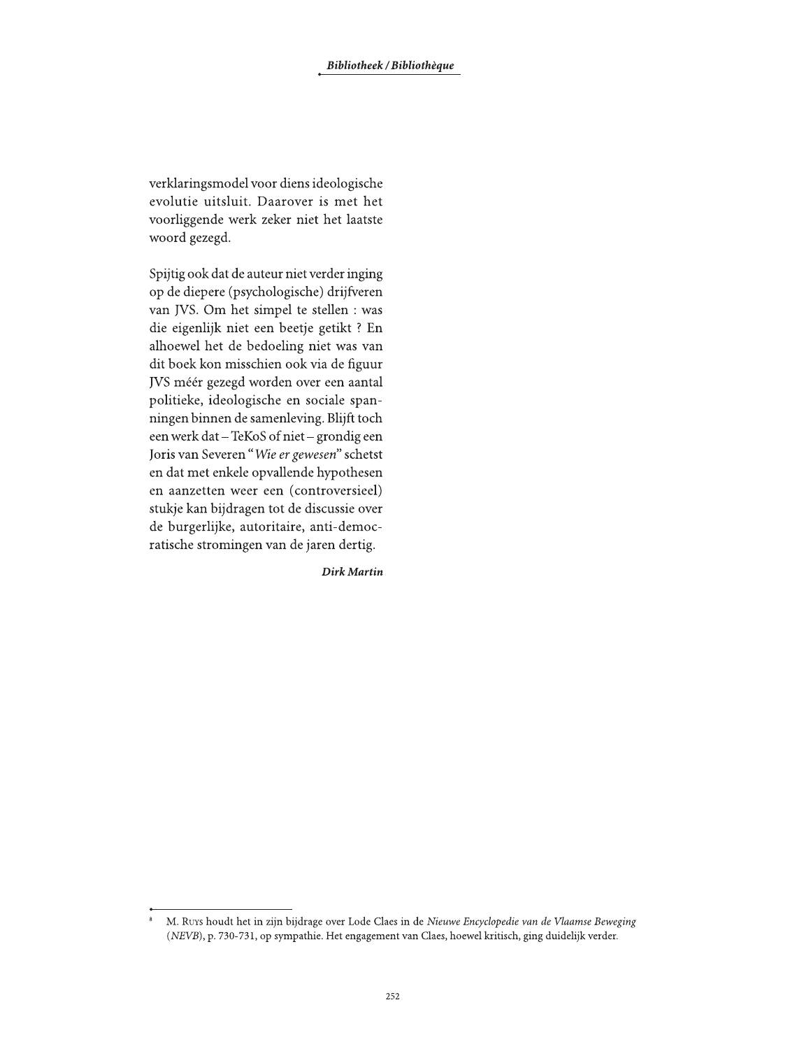verklaringsmodel voor diens ideologische evolutie uitsluit. Daarover is met het voorliggende werk zeker niet het laatste woord gezegd.

Spijtig ook dat de auteur niet verder inging op de diepere (psychologische) drijfveren van JVS. Om het simpel te stellen : was die eigenlijk niet een beetje getikt ? En alhoewel het de bedoeling niet was van dit boek kon misschien ook via de figuur JVS méér gezegd worden over een aantal politieke, ideologische en sociale spanningen binnen de samenleving. Blijft toch een werk dat – TeKoS of niet – grondig een Joris van Severen "*Wie er gewesen*" schetst en dat met enkele opvallende hypothesen en aanzetten weer een (controversieel) stukje kan bijdragen tot de discussie over de burgerlijke, autoritaire, anti-democratische stromingen van de jaren dertig.

***Dirk Martin***

---

[8] M. Ruys houdt het in zijn bijdrage over Lode Claes in de *Nieuwe Encyclopedie van de Vlaamse Beweging* (*NEVB*), p. 730-731, op sympathie. Het engagement van Claes, hoewel kritisch, ging duidelijk verder.